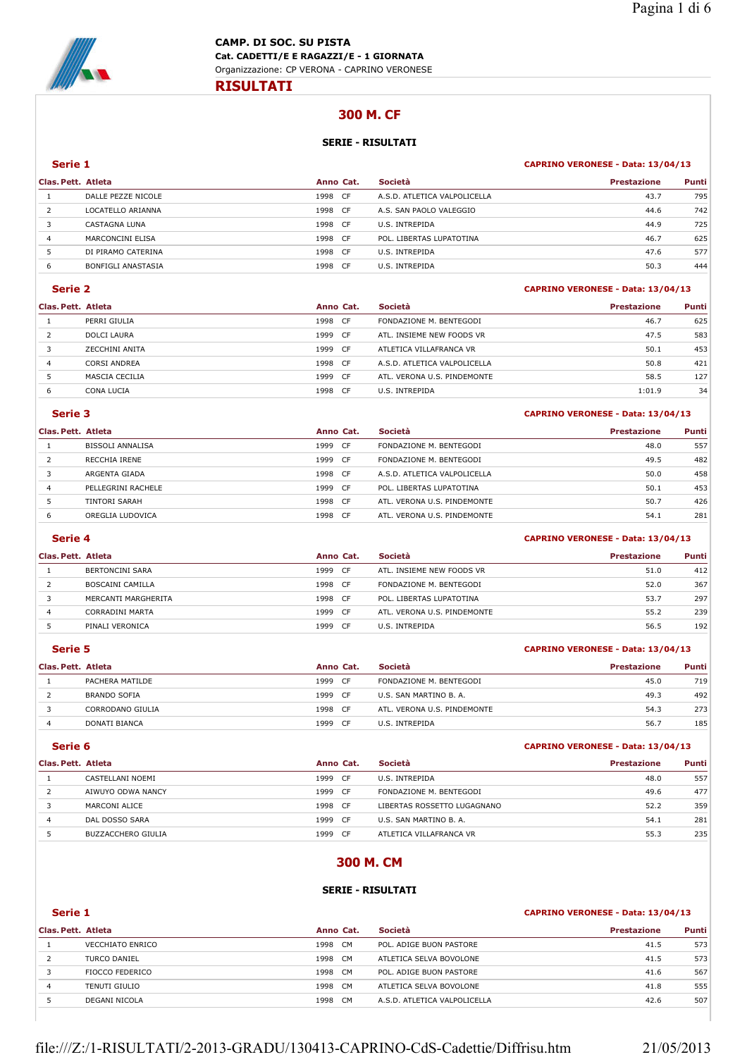**CAMP. DI SOC. SU PISTA**
**Cat. CADETTI/E E RAGAZZI/E - 1 GIORNATA**
Organizzazione: CP VERONA - CAPRINO VERONESE

# RISULTATI

## 300 M. CF

### SERIE - RISULTATI

**Serie 1** — CAPRINO VERONESE - Data: 13/04/13

| Clas. | Pett. | Atleta | Anno | Cat. | Società | Prestazione | Punti |
|---|---|---|---|---|---|---|---|
| 1 | | DALLE PEZZE NICOLE | 1998 | CF | A.S.D. ATLETICA VALPOLICELLA | 43.7 | 795 |
| 2 | | LOCATELLO ARIANNA | 1998 | CF | A.S. SAN PAOLO VALEGGIO | 44.6 | 742 |
| 3 | | CASTAGNA LUNA | 1998 | CF | U.S. INTREPIDA | 44.9 | 725 |
| 4 | | MARCONCINI ELISA | 1998 | CF | POL. LIBERTAS LUPATOTINA | 46.7 | 625 |
| 5 | | DI PIRAMO CATERINA | 1998 | CF | U.S. INTREPIDA | 47.6 | 577 |
| 6 | | BONFIGLI ANASTASIA | 1998 | CF | U.S. INTREPIDA | 50.3 | 444 |

**Serie 2** — CAPRINO VERONESE - Data: 13/04/13

| Clas. | Pett. | Atleta | Anno | Cat. | Società | Prestazione | Punti |
|---|---|---|---|---|---|---|---|
| 1 | | PERRI GIULIA | 1998 | CF | FONDAZIONE M. BENTEGODI | 46.7 | 625 |
| 2 | | DOLCI LAURA | 1999 | CF | ATL. INSIEME NEW FOODS VR | 47.5 | 583 |
| 3 | | ZECCHINI ANITA | 1999 | CF | ATLETICA VILLAFRANCA VR | 50.1 | 453 |
| 4 | | CORSI ANDREA | 1998 | CF | A.S.D. ATLETICA VALPOLICELLA | 50.8 | 421 |
| 5 | | MASCIA CECILIA | 1999 | CF | ATL. VERONA U.S. PINDEMONTE | 58.5 | 127 |
| 6 | | CONA LUCIA | 1998 | CF | U.S. INTREPIDA | 1:01.9 | 34 |

**Serie 3** — CAPRINO VERONESE - Data: 13/04/13

| Clas. | Pett. | Atleta | Anno | Cat. | Società | Prestazione | Punti |
|---|---|---|---|---|---|---|---|
| 1 | | BISSOLI ANNALISA | 1999 | CF | FONDAZIONE M. BENTEGODI | 48.0 | 557 |
| 2 | | RECCHIA IRENE | 1999 | CF | FONDAZIONE M. BENTEGODI | 49.5 | 482 |
| 3 | | ARGENTA GIADA | 1998 | CF | A.S.D. ATLETICA VALPOLICELLA | 50.0 | 458 |
| 4 | | PELLEGRINI RACHELE | 1999 | CF | POL. LIBERTAS LUPATOTINA | 50.1 | 453 |
| 5 | | TINTORI SARAH | 1998 | CF | ATL. VERONA U.S. PINDEMONTE | 50.7 | 426 |
| 6 | | OREGLIA LUDOVICA | 1998 | CF | ATL. VERONA U.S. PINDEMONTE | 54.1 | 281 |

**Serie 4** — CAPRINO VERONESE - Data: 13/04/13

| Clas. | Pett. | Atleta | Anno | Cat. | Società | Prestazione | Punti |
|---|---|---|---|---|---|---|---|
| 1 | | BERTONCINI SARA | 1999 | CF | ATL. INSIEME NEW FOODS VR | 51.0 | 412 |
| 2 | | BOSCAINI CAMILLA | 1998 | CF | FONDAZIONE M. BENTEGODI | 52.0 | 367 |
| 3 | | MERCANTI MARGHERITA | 1998 | CF | POL. LIBERTAS LUPATOTINA | 53.7 | 297 |
| 4 | | CORRADINI MARTA | 1999 | CF | ATL. VERONA U.S. PINDEMONTE | 55.2 | 239 |
| 5 | | PINALI VERONICA | 1999 | CF | U.S. INTREPIDA | 56.5 | 192 |

**Serie 5** — CAPRINO VERONESE - Data: 13/04/13

| Clas. | Pett. | Atleta | Anno | Cat. | Società | Prestazione | Punti |
|---|---|---|---|---|---|---|---|
| 1 | | PACHERA MATILDE | 1999 | CF | FONDAZIONE M. BENTEGODI | 45.0 | 719 |
| 2 | | BRANDO SOFIA | 1999 | CF | U.S. SAN MARTINO B. A. | 49.3 | 492 |
| 3 | | CORRODANO GIULIA | 1998 | CF | ATL. VERONA U.S. PINDEMONTE | 54.3 | 273 |
| 4 | | DONATI BIANCA | 1999 | CF | U.S. INTREPIDA | 56.7 | 185 |

**Serie 6** — CAPRINO VERONESE - Data: 13/04/13

| Clas. | Pett. | Atleta | Anno | Cat. | Società | Prestazione | Punti |
|---|---|---|---|---|---|---|---|
| 1 | | CASTELLANI NOEMI | 1999 | CF | U.S. INTREPIDA | 48.0 | 557 |
| 2 | | AIWUYO ODWA NANCY | 1999 | CF | FONDAZIONE M. BENTEGODI | 49.6 | 477 |
| 3 | | MARCONI ALICE | 1998 | CF | LIBERTAS ROSSETTO LUGAGNANO | 52.2 | 359 |
| 4 | | DAL DOSSO SARA | 1999 | CF | U.S. SAN MARTINO B. A. | 54.1 | 281 |
| 5 | | BUZZACCHERO GIULIA | 1999 | CF | ATLETICA VILLAFRANCA VR | 55.3 | 235 |

## 300 M. CM

### SERIE - RISULTATI

**Serie 1** — CAPRINO VERONESE - Data: 13/04/13

| Clas. | Pett. | Atleta | Anno | Cat. | Società | Prestazione | Punti |
|---|---|---|---|---|---|---|---|
| 1 | | VECCHIATO ENRICO | 1998 | CM | POL. ADIGE BUON PASTORE | 41.5 | 573 |
| 2 | | TURCO DANIEL | 1998 | CM | ATLETICA SELVA BOVOLONE | 41.5 | 573 |
| 3 | | FIOCCO FEDERICO | 1998 | CM | POL. ADIGE BUON PASTORE | 41.6 | 567 |
| 4 | | TENUTI GIULIO | 1998 | CM | ATLETICA SELVA BOVOLONE | 41.8 | 555 |
| 5 | | DEGANI NICOLA | 1998 | CM | A.S.D. ATLETICA VALPOLICELLA | 42.6 | 507 |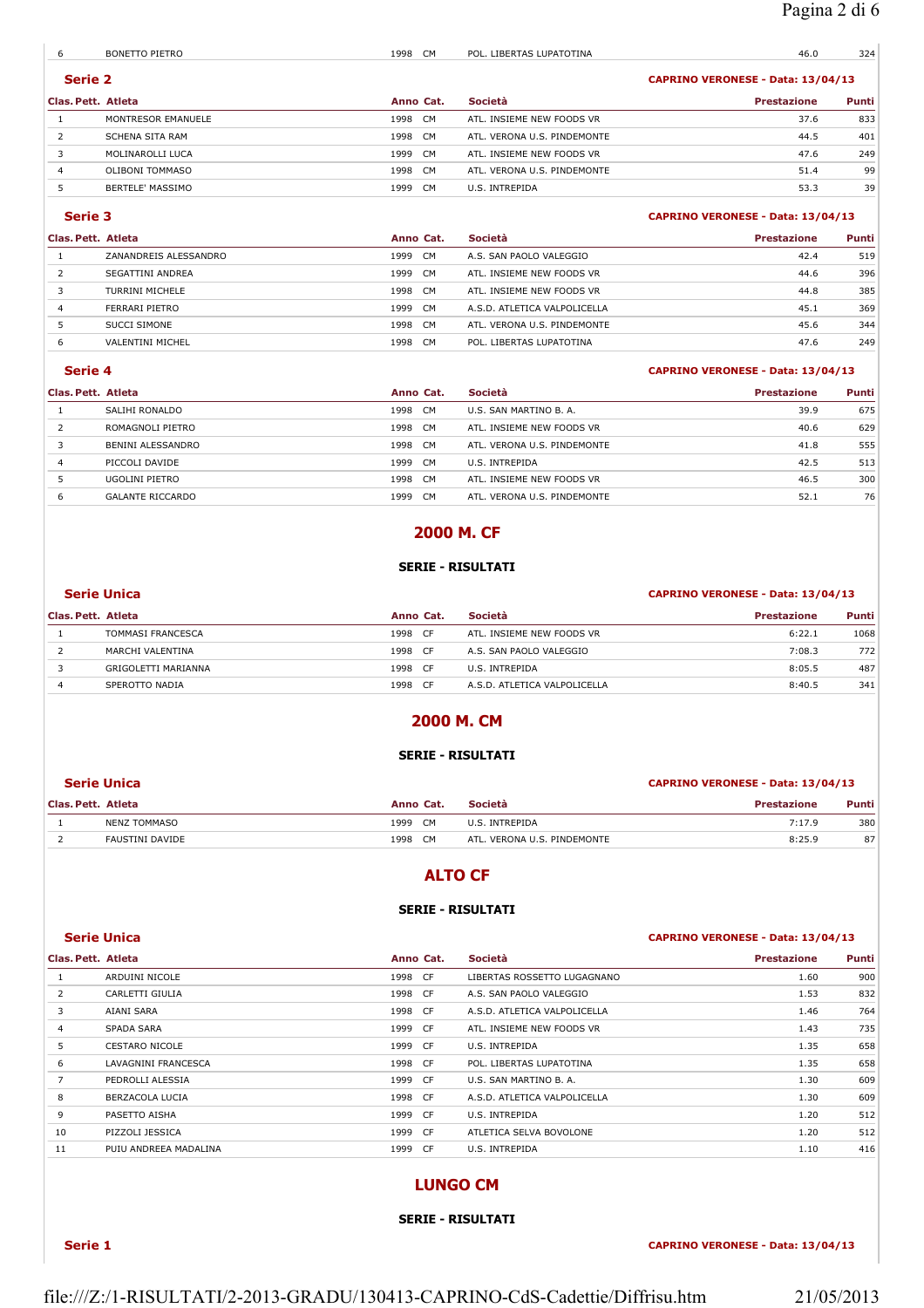| Clas. | Pett. | Atleta | Anno | Cat. | Società | Prestazione | Punti |
|---|---|---|---|---|---|---|---|
| 6 | | BONETTO PIETRO | 1998 | CM | POL. LIBERTAS LUPATOTINA | 46.0 | 324 |

**Serie 2** — CAPRINO VERONESE - Data: 13/04/13

| Clas. | Pett. | Atleta | Anno | Cat. | Società | Prestazione | Punti |
|---|---|---|---|---|---|---|---|
| 1 | | MONTRESOR EMANUELE | 1998 | CM | ATL. INSIEME NEW FOODS VR | 37.6 | 833 |
| 2 | | SCHENA SITA RAM | 1998 | CM | ATL. VERONA U.S. PINDEMONTE | 44.5 | 401 |
| 3 | | MOLINAROLLI LUCA | 1999 | CM | ATL. INSIEME NEW FOODS VR | 47.6 | 249 |
| 4 | | OLIBONI TOMMASO | 1998 | CM | ATL. VERONA U.S. PINDEMONTE | 51.4 | 99 |
| 5 | | BERTELE' MASSIMO | 1999 | CM | U.S. INTREPIDA | 53.3 | 39 |

**Serie 3** — CAPRINO VERONESE - Data: 13/04/13

| Clas. | Pett. | Atleta | Anno | Cat. | Società | Prestazione | Punti |
|---|---|---|---|---|---|---|---|
| 1 | | ZANANDREIS ALESSANDRO | 1999 | CM | A.S. SAN PAOLO VALEGGIO | 42.4 | 519 |
| 2 | | SEGATTINI ANDREA | 1999 | CM | ATL. INSIEME NEW FOODS VR | 44.6 | 396 |
| 3 | | TURRINI MICHELE | 1998 | CM | ATL. INSIEME NEW FOODS VR | 44.8 | 385 |
| 4 | | FERRARI PIETRO | 1999 | CM | A.S.D. ATLETICA VALPOLICELLA | 45.1 | 369 |
| 5 | | SUCCI SIMONE | 1998 | CM | ATL. VERONA U.S. PINDEMONTE | 45.6 | 344 |
| 6 | | VALENTINI MICHEL | 1998 | CM | POL. LIBERTAS LUPATOTINA | 47.6 | 249 |

**Serie 4** — CAPRINO VERONESE - Data: 13/04/13

| Clas. | Pett. | Atleta | Anno | Cat. | Società | Prestazione | Punti |
|---|---|---|---|---|---|---|---|
| 1 | | SALIHI RONALDO | 1998 | CM | U.S. SAN MARTINO B. A. | 39.9 | 675 |
| 2 | | ROMAGNOLI PIETRO | 1998 | CM | ATL. INSIEME NEW FOODS VR | 40.6 | 629 |
| 3 | | BENINI ALESSANDRO | 1998 | CM | ATL. VERONA U.S. PINDEMONTE | 41.8 | 555 |
| 4 | | PICCOLI DAVIDE | 1999 | CM | U.S. INTREPIDA | 42.5 | 513 |
| 5 | | UGOLINI PIETRO | 1998 | CM | ATL. INSIEME NEW FOODS VR | 46.5 | 300 |
| 6 | | GALANTE RICCARDO | 1999 | CM | ATL. VERONA U.S. PINDEMONTE | 52.1 | 76 |

## 2000 M. CF

**SERIE - RISULTATI**

**Serie Unica** — CAPRINO VERONESE - Data: 13/04/13

| Clas. | Pett. | Atleta | Anno | Cat. | Società | Prestazione | Punti |
|---|---|---|---|---|---|---|---|
| 1 | | TOMMASI FRANCESCA | 1998 | CF | ATL. INSIEME NEW FOODS VR | 6:22.1 | 1068 |
| 2 | | MARCHI VALENTINA | 1998 | CF | A.S. SAN PAOLO VALEGGIO | 7:08.3 | 772 |
| 3 | | GRIGOLETTI MARIANNA | 1998 | CF | U.S. INTREPIDA | 8:05.5 | 487 |
| 4 | | SPEROTTO NADIA | 1998 | CF | A.S.D. ATLETICA VALPOLICELLA | 8:40.5 | 341 |

## 2000 M. CM

**SERIE - RISULTATI**

**Serie Unica** — CAPRINO VERONESE - Data: 13/04/13

| Clas. | Pett. | Atleta | Anno | Cat. | Società | Prestazione | Punti |
|---|---|---|---|---|---|---|---|
| 1 | | NENZ TOMMASO | 1999 | CM | U.S. INTREPIDA | 7:17.9 | 380 |
| 2 | | FAUSTINI DAVIDE | 1998 | CM | ATL. VERONA U.S. PINDEMONTE | 8:25.9 | 87 |

## ALTO CF

**SERIE - RISULTATI**

**Serie Unica** — CAPRINO VERONESE - Data: 13/04/13

| Clas. | Pett. | Atleta | Anno | Cat. | Società | Prestazione | Punti |
|---|---|---|---|---|---|---|---|
| 1 | | ARDUINI NICOLE | 1998 | CF | LIBERTAS ROSSETTO LUGAGNANO | 1.60 | 900 |
| 2 | | CARLETTI GIULIA | 1998 | CF | A.S. SAN PAOLO VALEGGIO | 1.53 | 832 |
| 3 | | AIANI SARA | 1998 | CF | A.S.D. ATLETICA VALPOLICELLA | 1.46 | 764 |
| 4 | | SPADA SARA | 1999 | CF | ATL. INSIEME NEW FOODS VR | 1.43 | 735 |
| 5 | | CESTARO NICOLE | 1999 | CF | U.S. INTREPIDA | 1.35 | 658 |
| 6 | | LAVAGNINI FRANCESCA | 1998 | CF | POL. LIBERTAS LUPATOTINA | 1.35 | 658 |
| 7 | | PEDROLLI ALESSIA | 1999 | CF | U.S. SAN MARTINO B. A. | 1.30 | 609 |
| 8 | | BERZACOLA LUCIA | 1998 | CF | A.S.D. ATLETICA VALPOLICELLA | 1.30 | 609 |
| 9 | | PASETTO AISHA | 1999 | CF | U.S. INTREPIDA | 1.20 | 512 |
| 10 | | PIZZOLI JESSICA | 1999 | CF | ATLETICA SELVA BOVOLONE | 1.20 | 512 |
| 11 | | PUIU ANDREEA MADALINA | 1999 | CF | U.S. INTREPIDA | 1.10 | 416 |

## LUNGO CM

**SERIE - RISULTATI**

**Serie 1** — CAPRINO VERONESE - Data: 13/04/13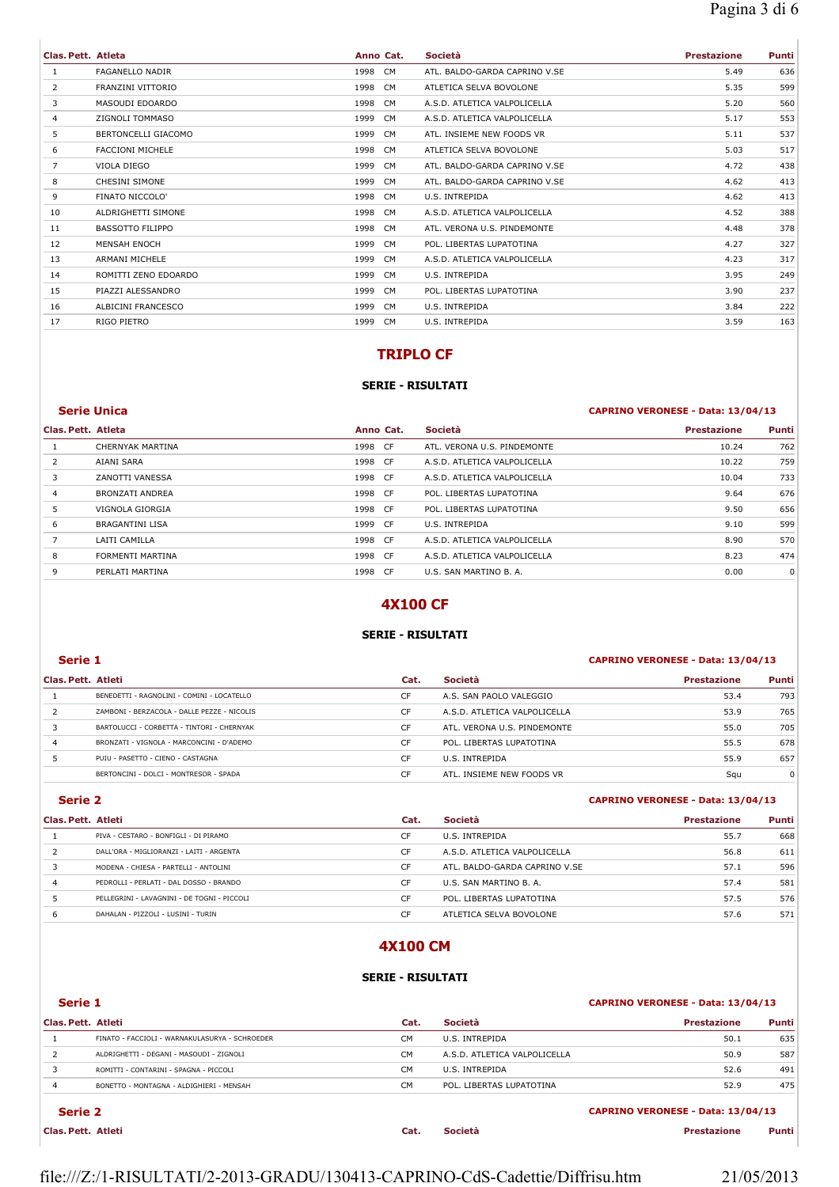| Clas. | Pett. | Atleta | Anno | Cat. | Società | Prestazione | Punti |
|---|---|---|---|---|---|---|---|
| 1 | | FAGANELLO NADIR | 1998 | CM | ATL. BALDO-GARDA CAPRINO V.SE | 5.49 | 636 |
| 2 | | FRANZINI VITTORIO | 1998 | CM | ATLETICA SELVA BOVOLONE | 5.35 | 599 |
| 3 | | MASOUDI EDOARDO | 1998 | CM | A.S.D. ATLETICA VALPOLICELLA | 5.20 | 560 |
| 4 | | ZIGNOLI TOMMASO | 1999 | CM | A.S.D. ATLETICA VALPOLICELLA | 5.17 | 553 |
| 5 | | BERTONCELLI GIACOMO | 1999 | CM | ATL. INSIEME NEW FOODS VR | 5.11 | 537 |
| 6 | | FACCIONI MICHELE | 1998 | CM | ATLETICA SELVA BOVOLONE | 5.03 | 517 |
| 7 | | VIOLA DIEGO | 1999 | CM | ATL. BALDO-GARDA CAPRINO V.SE | 4.72 | 438 |
| 8 | | CHESINI SIMONE | 1999 | CM | ATL. BALDO-GARDA CAPRINO V.SE | 4.62 | 413 |
| 9 | | FINATO NICCOLO' | 1998 | CM | U.S. INTREPIDA | 4.62 | 413 |
| 10 | | ALDRIGHETTI SIMONE | 1998 | CM | A.S.D. ATLETICA VALPOLICELLA | 4.52 | 388 |
| 11 | | BASSOTTO FILIPPO | 1998 | CM | ATL. VERONA U.S. PINDEMONTE | 4.48 | 378 |
| 12 | | MENSAH ENOCH | 1999 | CM | POL. LIBERTAS LUPATOTINA | 4.27 | 327 |
| 13 | | ARMANI MICHELE | 1999 | CM | A.S.D. ATLETICA VALPOLICELLA | 4.23 | 317 |
| 14 | | ROMITTI ZENO EDOARDO | 1999 | CM | U.S. INTREPIDA | 3.95 | 249 |
| 15 | | PIAZZI ALESSANDRO | 1999 | CM | POL. LIBERTAS LUPATOTINA | 3.90 | 237 |
| 16 | | ALBICINI FRANCESCO | 1999 | CM | U.S. INTREPIDA | 3.84 | 222 |
| 17 | | RIGO PIETRO | 1999 | CM | U.S. INTREPIDA | 3.59 | 163 |

## TRIPLO CF

### SERIE - RISULTATI

**Serie Unica** — CAPRINO VERONESE - Data: 13/04/13

| Clas. | Pett. | Atleta | Anno | Cat. | Società | Prestazione | Punti |
|---|---|---|---|---|---|---|---|
| 1 | | CHERNYAK MARTINA | 1998 | CF | ATL. VERONA U.S. PINDEMONTE | 10.24 | 762 |
| 2 | | AIANI SARA | 1998 | CF | A.S.D. ATLETICA VALPOLICELLA | 10.22 | 759 |
| 3 | | ZANOTTI VANESSA | 1998 | CF | A.S.D. ATLETICA VALPOLICELLA | 10.04 | 733 |
| 4 | | BRONZATI ANDREA | 1998 | CF | POL. LIBERTAS LUPATOTINA | 9.64 | 676 |
| 5 | | VIGNOLA GIORGIA | 1998 | CF | POL. LIBERTAS LUPATOTINA | 9.50 | 656 |
| 6 | | BRAGANTINI LISA | 1999 | CF | U.S. INTREPIDA | 9.10 | 599 |
| 7 | | LAITI CAMILLA | 1998 | CF | A.S.D. ATLETICA VALPOLICELLA | 8.90 | 570 |
| 8 | | FORMENTI MARTINA | 1998 | CF | A.S.D. ATLETICA VALPOLICELLA | 8.23 | 474 |
| 9 | | PERLATI MARTINA | 1998 | CF | U.S. SAN MARTINO B. A. | 0.00 | 0 |

## 4X100 CF

### SERIE - RISULTATI

**Serie 1** — CAPRINO VERONESE - Data: 13/04/13

| Clas. | Pett. | Atleti | Cat. | Società | Prestazione | Punti |
|---|---|---|---|---|---|---|
| 1 | | BENEDETTI - RAGNOLINI - COMINI - LOCATELLO | CF | A.S. SAN PAOLO VALEGGIO | 53.4 | 793 |
| 2 | | ZAMBONI - BERZACOLA - DALLE PEZZE - NICOLIS | CF | A.S.D. ATLETICA VALPOLICELLA | 53.9 | 765 |
| 3 | | BARTOLUCCI - CORBETTA - TINTORI - CHERNYAK | CF | ATL. VERONA U.S. PINDEMONTE | 55.0 | 705 |
| 4 | | BRONZATI - VIGNOLA - MARCONCINI - D'ADEMO | CF | POL. LIBERTAS LUPATOTINA | 55.5 | 678 |
| 5 | | PUIU - PASETTO - CIENO - CASTAGNA | CF | U.S. INTREPIDA | 55.9 | 657 |
| | | BERTONCINI - DOLCI - MONTRESOR - SPADA | CF | ATL. INSIEME NEW FOODS VR | Squ | 0 |

**Serie 2** — CAPRINO VERONESE - Data: 13/04/13

| Clas. | Pett. | Atleti | Cat. | Società | Prestazione | Punti |
|---|---|---|---|---|---|---|
| 1 | | PIVA - CESTARO - BONFIGLI - DI PIRAMO | CF | U.S. INTREPIDA | 55.7 | 668 |
| 2 | | DALL'ORA - MIGLIORANZI - LAITI - ARGENTA | CF | A.S.D. ATLETICA VALPOLICELLA | 56.8 | 611 |
| 3 | | MODENA - CHIESA - PARTELLI - ANTOLINI | CF | ATL. BALDO-GARDA CAPRINO V.SE | 57.1 | 596 |
| 4 | | PEDROLLI - PERLATI - DAL DOSSO - BRANDO | CF | U.S. SAN MARTINO B. A. | 57.4 | 581 |
| 5 | | PELLEGRINI - LAVAGNINI - DE TOGNI - PICCOLI | CF | POL. LIBERTAS LUPATOTINA | 57.5 | 576 |
| 6 | | DAHALAN - PIZZOLI - LUSINI - TURIN | CF | ATLETICA SELVA BOVOLONE | 57.6 | 571 |

## 4X100 CM

### SERIE - RISULTATI

**Serie 1** — CAPRINO VERONESE - Data: 13/04/13

| Clas. | Pett. | Atleti | Cat. | Società | Prestazione | Punti |
|---|---|---|---|---|---|---|
| 1 | | FINATO - FACCIOLI - WARNAKULASURYA - SCHROEDER | CM | U.S. INTREPIDA | 50.1 | 635 |
| 2 | | ALDRIGHETTI - DEGANI - MASOUDI - ZIGNOLI | CM | A.S.D. ATLETICA VALPOLICELLA | 50.9 | 587 |
| 3 | | ROMITTI - CONTARINI - SPAGNA - PICCOLI | CM | U.S. INTREPIDA | 52.6 | 491 |
| 4 | | BONETTO - MONTAGNA - ALDIGHIERI - MENSAH | CM | POL. LIBERTAS LUPATOTINA | 52.9 | 475 |

**Serie 2** — CAPRINO VERONESE - Data: 13/04/13

| Clas. | Pett. | Atleti | Cat. | Società | Prestazione | Punti |
|---|---|---|---|---|---|---|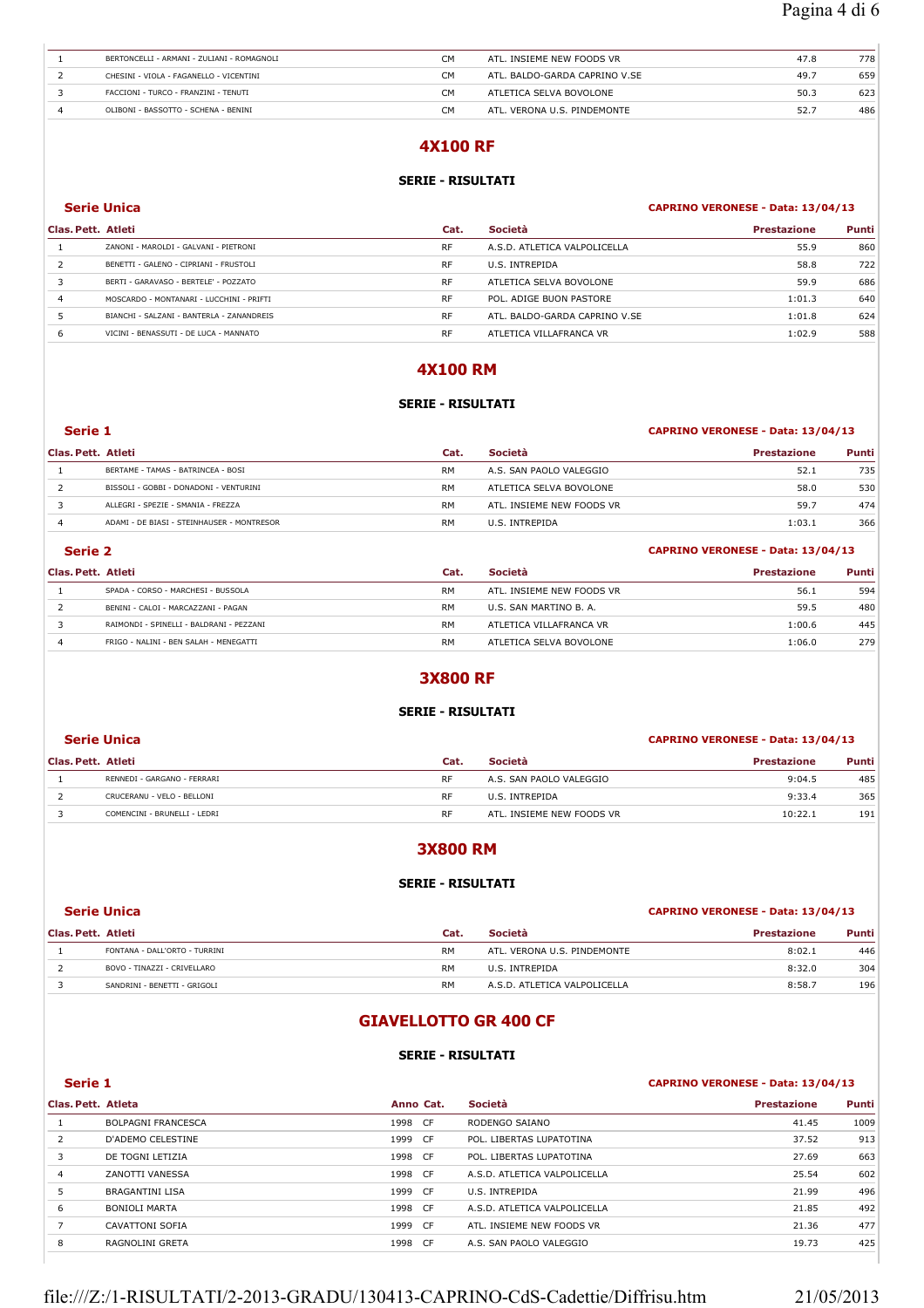| | | | | | |
|---|---|---|---|---|---|
| 1 | BERTONCELLI - ARMANI - ZULIANI - ROMAGNOLI | CM | ATL. INSIEME NEW FOODS VR | 47.8 | 778 |
| 2 | CHESINI - VIOLA - FAGANELLO - VICENTINI | CM | ATL. BALDO-GARDA CAPRINO V.SE | 49.7 | 659 |
| 3 | FACCIONI - TURCO - FRANZINI - TENUTI | CM | ATLETICA SELVA BOVOLONE | 50.3 | 623 |
| 4 | OLIBONI - BASSOTTO - SCHENA - BENINI | CM | ATL. VERONA U.S. PINDEMONTE | 52.7 | 486 |

## 4X100 RF

### SERIE - RISULTATI

**Serie Unica** — CAPRINO VERONESE - Data: 13/04/13

| Clas. Pett. | Atleti | Cat. | Società | Prestazione | Punti |
|---|---|---|---|---|---|
| 1 | ZANONI - MAROLDI - GALVANI - PIETRONI | RF | A.S.D. ATLETICA VALPOLICELLA | 55.9 | 860 |
| 2 | BENETTI - GALENO - CIPRIANI - FRUSTOLI | RF | U.S. INTREPIDA | 58.8 | 722 |
| 3 | BERTI - GARAVASO - BERTELE' - POZZATO | RF | ATLETICA SELVA BOVOLONE | 59.9 | 686 |
| 4 | MOSCARDO - MONTANARI - LUCCHINI - PRIFTI | RF | POL. ADIGE BUON PASTORE | 1:01.3 | 640 |
| 5 | BIANCHI - SALZANI - BANTERLA - ZANANDREIS | RF | ATL. BALDO-GARDA CAPRINO V.SE | 1:01.8 | 624 |
| 6 | VICINI - BENASSUTI - DE LUCA - MANNATO | RF | ATLETICA VILLAFRANCA VR | 1:02.9 | 588 |

## 4X100 RM

### SERIE - RISULTATI

**Serie 1** — CAPRINO VERONESE - Data: 13/04/13

| Clas. Pett. | Atleti | Cat. | Società | Prestazione | Punti |
|---|---|---|---|---|---|
| 1 | BERTAME - TAMAS - BATRINCEA - BOSI | RM | A.S. SAN PAOLO VALEGGIO | 52.1 | 735 |
| 2 | BISSOLI - GOBBI - DONADONI - VENTURINI | RM | ATLETICA SELVA BOVOLONE | 58.0 | 530 |
| 3 | ALLEGRI - SPEZIE - SMANIA - FREZZA | RM | ATL. INSIEME NEW FOODS VR | 59.7 | 474 |
| 4 | ADAMI - DE BIASI - STEINHAUSER - MONTRESOR | RM | U.S. INTREPIDA | 1:03.1 | 366 |

**Serie 2** — CAPRINO VERONESE - Data: 13/04/13

| Clas. Pett. | Atleti | Cat. | Società | Prestazione | Punti |
|---|---|---|---|---|---|
| 1 | SPADA - CORSO - MARCHESI - BUSSOLA | RM | ATL. INSIEME NEW FOODS VR | 56.1 | 594 |
| 2 | BENINI - CALOI - MARCAZZANI - PAGAN | RM | U.S. SAN MARTINO B. A. | 59.5 | 480 |
| 3 | RAIMONDI - SPINELLI - BALDRANI - PEZZANI | RM | ATLETICA VILLAFRANCA VR | 1:00.6 | 445 |
| 4 | FRIGO - NALINI - BEN SALAH - MENEGATTI | RM | ATLETICA SELVA BOVOLONE | 1:06.0 | 279 |

## 3X800 RF

### SERIE - RISULTATI

**Serie Unica** — CAPRINO VERONESE - Data: 13/04/13

| Clas. Pett. | Atleti | Cat. | Società | Prestazione | Punti |
|---|---|---|---|---|---|
| 1 | RENNEDI - GARGANO - FERRARI | RF | A.S. SAN PAOLO VALEGGIO | 9:04.5 | 485 |
| 2 | CRUCERANU - VELO - BELLONI | RF | U.S. INTREPIDA | 9:33.4 | 365 |
| 3 | COMENCINI - BRUNELLI - LEDRI | RF | ATL. INSIEME NEW FOODS VR | 10:22.1 | 191 |

## 3X800 RM

### SERIE - RISULTATI

**Serie Unica** — CAPRINO VERONESE - Data: 13/04/13

| Clas. Pett. | Atleti | Cat. | Società | Prestazione | Punti |
|---|---|---|---|---|---|
| 1 | FONTANA - DALL'ORTO - TURRINI | RM | ATL. VERONA U.S. PINDEMONTE | 8:02.1 | 446 |
| 2 | BOVO - TINAZZI - CRIVELLARO | RM | U.S. INTREPIDA | 8:32.0 | 304 |
| 3 | SANDRINI - BENETTI - GRIGOLI | RM | A.S.D. ATLETICA VALPOLICELLA | 8:58.7 | 196 |

## GIAVELLOTTO GR 400 CF

### SERIE - RISULTATI

**Serie 1** — CAPRINO VERONESE - Data: 13/04/13

| Clas. Pett. | Atleta | Anno | Cat. | Società | Prestazione | Punti |
|---|---|---|---|---|---|---|
| 1 | BOLPAGNI FRANCESCA | 1998 | CF | RODENGO SAIANO | 41.45 | 1009 |
| 2 | D'ADEMO CELESTINE | 1999 | CF | POL. LIBERTAS LUPATOTINA | 37.52 | 913 |
| 3 | DE TOGNI LETIZIA | 1998 | CF | POL. LIBERTAS LUPATOTINA | 27.69 | 663 |
| 4 | ZANOTTI VANESSA | 1998 | CF | A.S.D. ATLETICA VALPOLICELLA | 25.54 | 602 |
| 5 | BRAGANTINI LISA | 1999 | CF | U.S. INTREPIDA | 21.99 | 496 |
| 6 | BONIOLI MARTA | 1998 | CF | A.S.D. ATLETICA VALPOLICELLA | 21.85 | 492 |
| 7 | CAVATTONI SOFIA | 1999 | CF | ATL. INSIEME NEW FOODS VR | 21.36 | 477 |
| 8 | RAGNOLINI GRETA | 1998 | CF | A.S. SAN PAOLO VALEGGIO | 19.73 | 425 |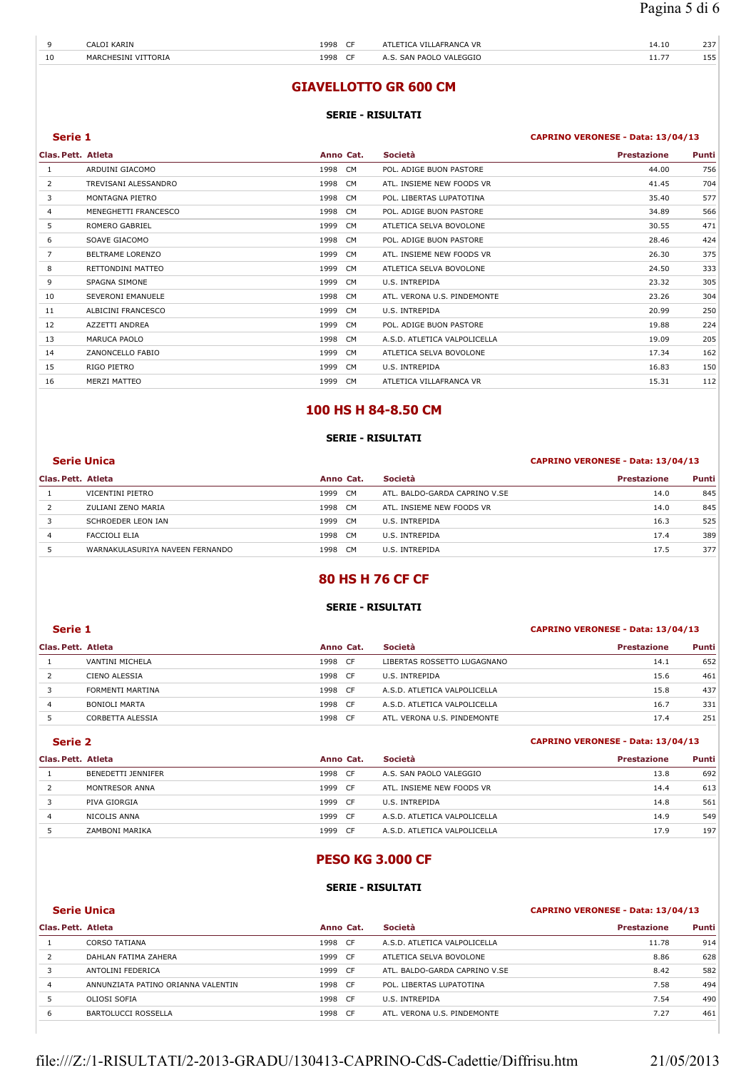| Clas. | Pett. | Atleta | Anno | Cat. | Società | Prestazione | Punti |
|---|---|---|---|---|---|---|---|
| 9 | | CALOI KARIN | 1998 | CF | ATLETICA VILLAFRANCA VR | 14.10 | 237 |
| 10 | | MARCHESINI VITTORIA | 1998 | CF | A.S. SAN PAOLO VALEGGIO | 11.77 | 155 |

## GIAVELLOTTO GR 600 CM

### SERIE - RISULTATI

**Serie 1** — CAPRINO VERONESE - Data: 13/04/13

| Clas. | Pett. | Atleta | Anno | Cat. | Società | Prestazione | Punti |
|---|---|---|---|---|---|---|---|
| 1 | | ARDUINI GIACOMO | 1998 | CM | POL. ADIGE BUON PASTORE | 44.00 | 756 |
| 2 | | TREVISANI ALESSANDRO | 1998 | CM | ATL. INSIEME NEW FOODS VR | 41.45 | 704 |
| 3 | | MONTAGNA PIETRO | 1998 | CM | POL. LIBERTAS LUPATOTINA | 35.40 | 577 |
| 4 | | MENEGHETTI FRANCESCO | 1998 | CM | POL. ADIGE BUON PASTORE | 34.89 | 566 |
| 5 | | ROMERO GABRIEL | 1999 | CM | ATLETICA SELVA BOVOLONE | 30.55 | 471 |
| 6 | | SOAVE GIACOMO | 1998 | CM | POL. ADIGE BUON PASTORE | 28.46 | 424 |
| 7 | | BELTRAME LORENZO | 1999 | CM | ATL. INSIEME NEW FOODS VR | 26.30 | 375 |
| 8 | | RETTONDINI MATTEO | 1999 | CM | ATLETICA SELVA BOVOLONE | 24.50 | 333 |
| 9 | | SPAGNA SIMONE | 1999 | CM | U.S. INTREPIDA | 23.32 | 305 |
| 10 | | SEVERONI EMANUELE | 1998 | CM | ATL. VERONA U.S. PINDEMONTE | 23.26 | 304 |
| 11 | | ALBICINI FRANCESCO | 1999 | CM | U.S. INTREPIDA | 20.99 | 250 |
| 12 | | AZZETTI ANDREA | 1999 | CM | POL. ADIGE BUON PASTORE | 19.88 | 224 |
| 13 | | MARUCA PAOLO | 1998 | CM | A.S.D. ATLETICA VALPOLICELLA | 19.09 | 205 |
| 14 | | ZANONCELLO FABIO | 1999 | CM | ATLETICA SELVA BOVOLONE | 17.34 | 162 |
| 15 | | RIGO PIETRO | 1999 | CM | U.S. INTREPIDA | 16.83 | 150 |
| 16 | | MERZI MATTEO | 1999 | CM | ATLETICA VILLAFRANCA VR | 15.31 | 112 |

## 100 HS H 84-8.50 CM

### SERIE - RISULTATI

**Serie Unica** — CAPRINO VERONESE - Data: 13/04/13

| Clas. | Pett. | Atleta | Anno | Cat. | Società | Prestazione | Punti |
|---|---|---|---|---|---|---|---|
| 1 | | VICENTINI PIETRO | 1999 | CM | ATL. BALDO-GARDA CAPRINO V.SE | 14.0 | 845 |
| 2 | | ZULIANI ZENO MARIA | 1998 | CM | ATL. INSIEME NEW FOODS VR | 14.0 | 845 |
| 3 | | SCHROEDER LEON IAN | 1999 | CM | U.S. INTREPIDA | 16.3 | 525 |
| 4 | | FACCIOLI ELIA | 1998 | CM | U.S. INTREPIDA | 17.4 | 389 |
| 5 | | WARNAKULASURIYA NAVEEN FERNANDO | 1998 | CM | U.S. INTREPIDA | 17.5 | 377 |

## 80 HS H 76 CF CF

### SERIE - RISULTATI

**Serie 1** — CAPRINO VERONESE - Data: 13/04/13

| Clas. | Pett. | Atleta | Anno | Cat. | Società | Prestazione | Punti |
|---|---|---|---|---|---|---|---|
| 1 | | VANTINI MICHELA | 1998 | CF | LIBERTAS ROSSETTO LUGAGNANO | 14.1 | 652 |
| 2 | | CIENO ALESSIA | 1998 | CF | U.S. INTREPIDA | 15.6 | 461 |
| 3 | | FORMENTI MARTINA | 1998 | CF | A.S.D. ATLETICA VALPOLICELLA | 15.8 | 437 |
| 4 | | BONIOLI MARTA | 1998 | CF | A.S.D. ATLETICA VALPOLICELLA | 16.7 | 331 |
| 5 | | CORBETTA ALESSIA | 1998 | CF | ATL. VERONA U.S. PINDEMONTE | 17.4 | 251 |

**Serie 2** — CAPRINO VERONESE - Data: 13/04/13

| Clas. | Pett. | Atleta | Anno | Cat. | Società | Prestazione | Punti |
|---|---|---|---|---|---|---|---|
| 1 | | BENEDETTI JENNIFER | 1998 | CF | A.S. SAN PAOLO VALEGGIO | 13.8 | 692 |
| 2 | | MONTRESOR ANNA | 1999 | CF | ATL. INSIEME NEW FOODS VR | 14.4 | 613 |
| 3 | | PIVA GIORGIA | 1999 | CF | U.S. INTREPIDA | 14.8 | 561 |
| 4 | | NICOLIS ANNA | 1999 | CF | A.S.D. ATLETICA VALPOLICELLA | 14.9 | 549 |
| 5 | | ZAMBONI MARIKA | 1999 | CF | A.S.D. ATLETICA VALPOLICELLA | 17.9 | 197 |

## PESO KG 3.000 CF

### SERIE - RISULTATI

**Serie Unica** — CAPRINO VERONESE - Data: 13/04/13

| Clas. | Pett. | Atleta | Anno | Cat. | Società | Prestazione | Punti |
|---|---|---|---|---|---|---|---|
| 1 | | CORSO TATIANA | 1998 | CF | A.S.D. ATLETICA VALPOLICELLA | 11.78 | 914 |
| 2 | | DAHLAN FATIMA ZAHERA | 1999 | CF | ATLETICA SELVA BOVOLONE | 8.86 | 628 |
| 3 | | ANTOLINI FEDERICA | 1999 | CF | ATL. BALDO-GARDA CAPRINO V.SE | 8.42 | 582 |
| 4 | | ANNUNZIATA PATINO ORIANNA VALENTIN | 1998 | CF | POL. LIBERTAS LUPATOTINA | 7.58 | 494 |
| 5 | | OLIOSI SOFIA | 1998 | CF | U.S. INTREPIDA | 7.54 | 490 |
| 6 | | BARTOLUCCI ROSSELLA | 1998 | CF | ATL. VERONA U.S. PINDEMONTE | 7.27 | 461 |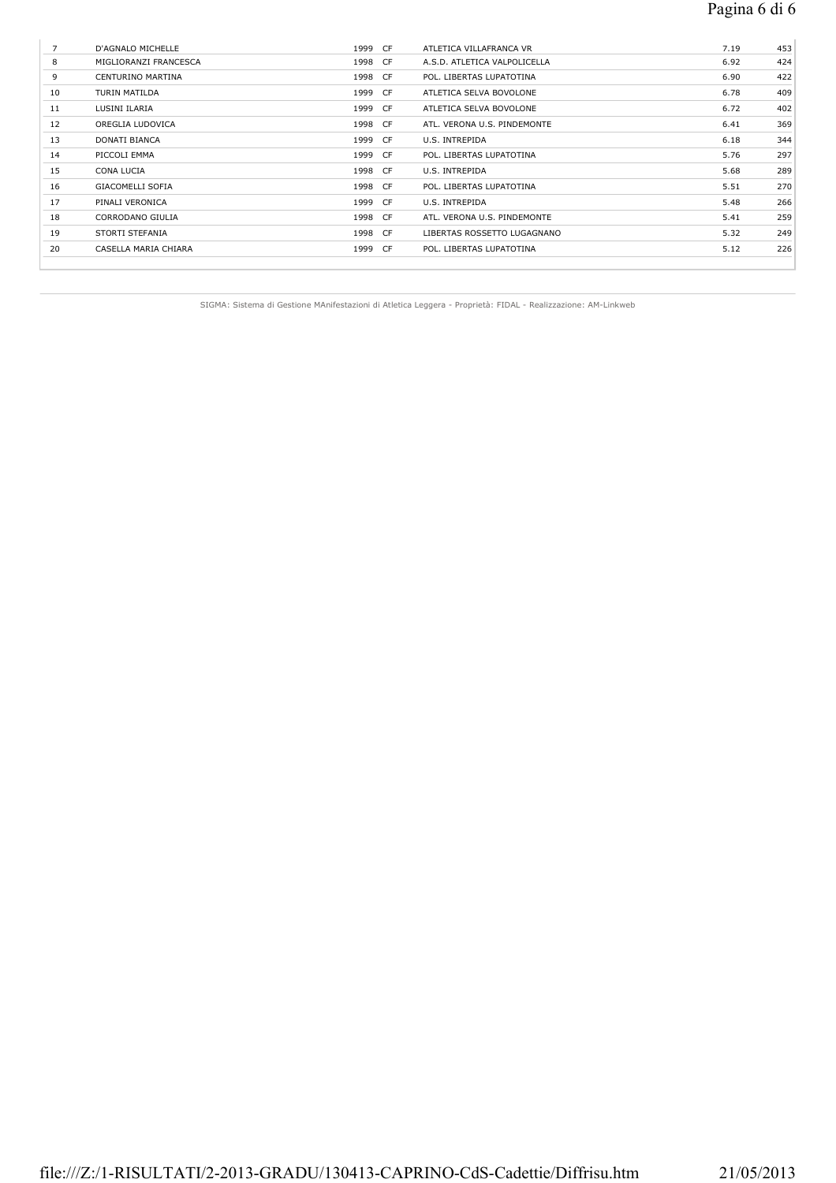| | | | | | | |
|---|---|---|---|---|---|---|
| 7 | D'AGNALO MICHELLE | 1999 | CF | ATLETICA VILLAFRANCA VR | 7.19 | 453 |
| 8 | MIGLIORANZI FRANCESCA | 1998 | CF | A.S.D. ATLETICA VALPOLICELLA | 6.92 | 424 |
| 9 | CENTURINO MARTINA | 1998 | CF | POL. LIBERTAS LUPATOTINA | 6.90 | 422 |
| 10 | TURIN MATILDA | 1999 | CF | ATLETICA SELVA BOVOLONE | 6.78 | 409 |
| 11 | LUSINI ILARIA | 1999 | CF | ATLETICA SELVA BOVOLONE | 6.72 | 402 |
| 12 | OREGLIA LUDOVICA | 1998 | CF | ATL. VERONA U.S. PINDEMONTE | 6.41 | 369 |
| 13 | DONATI BIANCA | 1999 | CF | U.S. INTREPIDA | 6.18 | 344 |
| 14 | PICCOLI EMMA | 1999 | CF | POL. LIBERTAS LUPATOTINA | 5.76 | 297 |
| 15 | CONA LUCIA | 1998 | CF | U.S. INTREPIDA | 5.68 | 289 |
| 16 | GIACOMELLI SOFIA | 1998 | CF | POL. LIBERTAS LUPATOTINA | 5.51 | 270 |
| 17 | PINALI VERONICA | 1999 | CF | U.S. INTREPIDA | 5.48 | 266 |
| 18 | CORRODANO GIULIA | 1998 | CF | ATL. VERONA U.S. PINDEMONTE | 5.41 | 259 |
| 19 | STORTI STEFANIA | 1998 | CF | LIBERTAS ROSSETTO LUGAGNANO | 5.32 | 249 |
| 20 | CASELLA MARIA CHIARA | 1999 | CF | POL. LIBERTAS LUPATOTINA | 5.12 | 226 |

SIGMA: Sistema di Gestione MAnifestazioni di Atletica Leggera - Proprietà: FIDAL - Realizzazione: AM-Linkweb